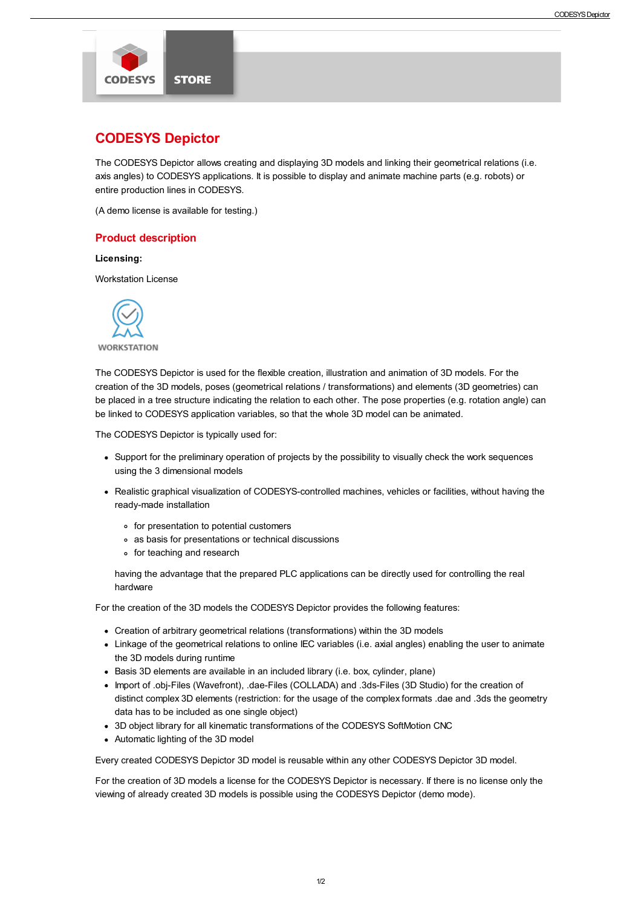# CODESYS Depictor

The CODESYS Depictor allows creating and displaying 3D models and linking their geometrical relations (i.e. axis angles) to CODESYS applications. It is possible to display and animate machine parts (e.g. robots) or entire production lines in CODESYS.

(A demo license is available for testing.)

## Product description

**Licensing:**

Workstation License

WORKSTATION

The CODESYS Depictor is used for the flexible creation, illustration and animation of 3D models. For the creation of the 3D models, poses (geometrical relations / transformations) and elements (3D geometries) can be placed in a tree structure indicating the relation to each other. The pose properties (e.g. rotation angle) can be linked to CODESYS application variables, so that the whole 3D model can be animated.

The CODESYS Depictor is typically used for:

- Support for the preliminary operation of projects by the possibility to visually check the work sequences using the 3 dimensional models
- Realistic graphical visualization of CODESYS-controlled machines, vehicles or facilities, without having the ready-made installation
  - for presentation to potential customers
  - as basis for presentations or technical discussions
  - for teaching and research

  having the advantage that the prepared PLC applications can be directly used for controlling the real hardware

For the creation of the 3D models the CODESYS Depictor provides the following features:

- Creation of arbitrary geometrical relations (transformations) within the 3D models
- Linkage of the geometrical relations to online IEC variables (i.e. axial angles) enabling the user to animate the 3D models during runtime
- Basis 3D elements are available in an included library (i.e. box, cylinder, plane)
- Import of .obj-Files (Wavefront), .dae-Files (COLLADA) and .3ds-Files (3D Studio) for the creation of distinct complex 3D elements (restriction: for the usage of the complex formats .dae and .3ds the geometry data has to be included as one single object)
- 3D object library for all kinematic transformations of the CODESYS SoftMotion CNC
- Automatic lighting of the 3D model

Every created CODESYS Depictor 3D model is reusable within any other CODESYS Depictor 3D model.

For the creation of 3D models a license for the CODESYS Depictor is necessary. If there is no license only the viewing of already created 3D models is possible using the CODESYS Depictor (demo mode).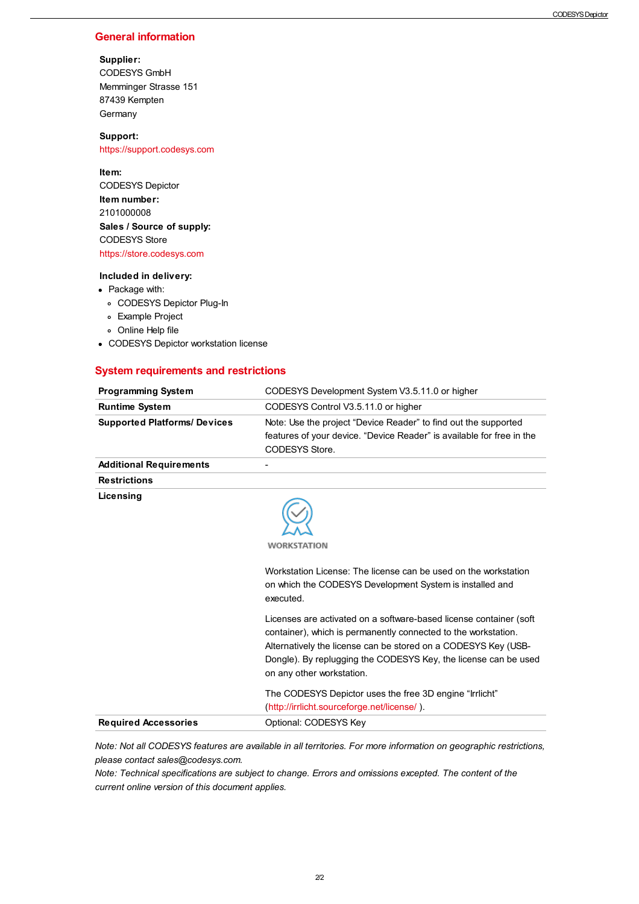## General information

**Supplier:**
CODESYS GmbH
Memminger Strasse 151
87439 Kempten
Germany

**Support:**
https://support.codesys.com

**Item:**
CODESYS Depictor
**Item number:**
2101000008
**Sales / Source of supply:**
CODESYS Store
https://store.codesys.com

**Included in delivery:**

- Package with:
  - CODESYS Depictor Plug-In
  - Example Project
  - Online Help file
- CODESYS Depictor workstation license

## System requirements and restrictions

| | |
|---|---|
| **Programming System** | CODESYS Development System V3.5.11.0 or higher |
| **Runtime System** | CODESYS Control V3.5.11.0 or higher |
| **Supported Platforms/ Devices** | Note: Use the project “Device Reader” to find out the supported features of your device. “Device Reader” is available for free in the CODESYS Store. |
| **Additional Requirements** | - |
| **Restrictions** | |
| **Licensing** | WORKSTATION<br><br>Workstation License: The license can be used on the workstation on which the CODESYS Development System is installed and executed.<br><br>Licenses are activated on a software-based license container (soft container), which is permanently connected to the workstation. Alternatively the license can be stored on a CODESYS Key (USB-Dongle). By replugging the CODESYS Key, the license can be used on any other workstation.<br><br>The CODESYS Depictor uses the free 3D engine “Irrlicht” (http://irrlicht.sourceforge.net/license/ ). |
| **Required Accessories** | Optional: CODESYS Key |

*Note: Not all CODESYS features are available in all territories. For more information on geographic restrictions, please contact sales@codesys.com.*
*Note: Technical specifications are subject to change. Errors and omissions excepted. The content of the current online version of this document applies.*